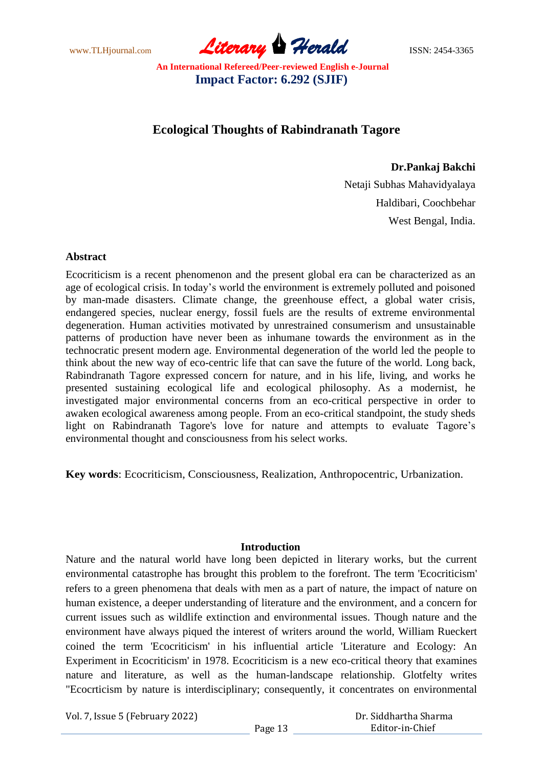# Ecological Thoughts of Rabindranath Tagore

**Dr.Pankaj Bakchi**
Netaji Subhas Mahavidyalaya
Haldibari, Coochbehar
West Bengal, India.

## Abstract

Ecocriticism is a recent phenomenon and the present global era can be characterized as an age of ecological crisis. In today's world the environment is extremely polluted and poisoned by man-made disasters. Climate change, the greenhouse effect, a global water crisis, endangered species, nuclear energy, fossil fuels are the results of extreme environmental degeneration. Human activities motivated by unrestrained consumerism and unsustainable patterns of production have never been as inhumane towards the environment as in the technocratic present modern age. Environmental degeneration of the world led the people to think about the new way of eco-centric life that can save the future of the world. Long back, Rabindranath Tagore expressed concern for nature, and in his life, living, and works he presented sustaining ecological life and ecological philosophy. As a modernist, he investigated major environmental concerns from an eco-critical perspective in order to awaken ecological awareness among people. From an eco-critical standpoint, the study sheds light on Rabindranath Tagore's love for nature and attempts to evaluate Tagore's environmental thought and consciousness from his select works.

**Key words**: Ecocriticism, Consciousness, Realization, Anthropocentric, Urbanization.

## Introduction

Nature and the natural world have long been depicted in literary works, but the current environmental catastrophe has brought this problem to the forefront. The term 'Ecocriticism' refers to a green phenomena that deals with men as a part of nature, the impact of nature on human existence, a deeper understanding of literature and the environment, and a concern for current issues such as wildlife extinction and environmental issues. Though nature and the environment have always piqued the interest of writers around the world, William Rueckert coined the term 'Ecocriticism' in his influential article 'Literature and Ecology: An Experiment in Ecocriticism' in 1978. Ecocriticism is a new eco-critical theory that examines nature and literature, as well as the human-landscape relationship. Glotfelty writes "Ecocrticism by nature is interdisciplinary; consequently, it concentrates on environmental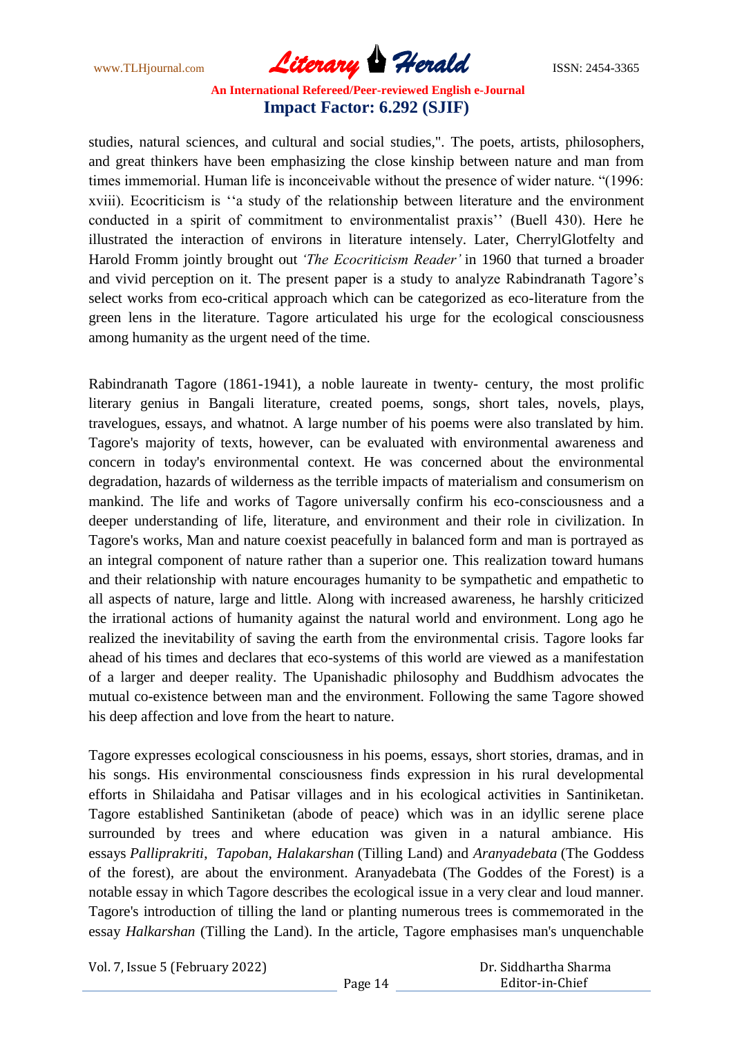studies, natural sciences, and cultural and social studies,". The poets, artists, philosophers, and great thinkers have been emphasizing the close kinship between nature and man from times immemorial. Human life is inconceivable without the presence of wider nature. "(1996: xviii). Ecocriticism is ''a study of the relationship between literature and the environment conducted in a spirit of commitment to environmentalist praxis'' (Buell 430). Here he illustrated the interaction of environs in literature intensely. Later, CherrylGlotfelty and Harold Fromm jointly brought out *'The Ecocriticism Reader'* in 1960 that turned a broader and vivid perception on it. The present paper is a study to analyze Rabindranath Tagore's select works from eco-critical approach which can be categorized as eco-literature from the green lens in the literature. Tagore articulated his urge for the ecological consciousness among humanity as the urgent need of the time.

Rabindranath Tagore (1861-1941), a noble laureate in twenty- century, the most prolific literary genius in Bangali literature, created poems, songs, short tales, novels, plays, travelogues, essays, and whatnot. A large number of his poems were also translated by him. Tagore's majority of texts, however, can be evaluated with environmental awareness and concern in today's environmental context. He was concerned about the environmental degradation, hazards of wilderness as the terrible impacts of materialism and consumerism on mankind. The life and works of Tagore universally confirm his eco-consciousness and a deeper understanding of life, literature, and environment and their role in civilization. In Tagore's works, Man and nature coexist peacefully in balanced form and man is portrayed as an integral component of nature rather than a superior one. This realization toward humans and their relationship with nature encourages humanity to be sympathetic and empathetic to all aspects of nature, large and little. Along with increased awareness, he harshly criticized the irrational actions of humanity against the natural world and environment. Long ago he realized the inevitability of saving the earth from the environmental crisis. Tagore looks far ahead of his times and declares that eco-systems of this world are viewed as a manifestation of a larger and deeper reality. The Upanishadic philosophy and Buddhism advocates the mutual co-existence between man and the environment. Following the same Tagore showed his deep affection and love from the heart to nature.

Tagore expresses ecological consciousness in his poems, essays, short stories, dramas, and in his songs. His environmental consciousness finds expression in his rural developmental efforts in Shilaidaha and Patisar villages and in his ecological activities in Santiniketan. Tagore established Santiniketan (abode of peace) which was in an idyllic serene place surrounded by trees and where education was given in a natural ambiance. His essays *Palliprakriti*, *Tapoban, Halakarshan* (Tilling Land) and *Aranyadebata* (The Goddess of the forest), are about the environment. Aranyadebata (The Goddes of the Forest) is a notable essay in which Tagore describes the ecological issue in a very clear and loud manner. Tagore's introduction of tilling the land or planting numerous trees is commemorated in the essay *Halkarshan* (Tilling the Land). In the article, Tagore emphasises man's unquenchable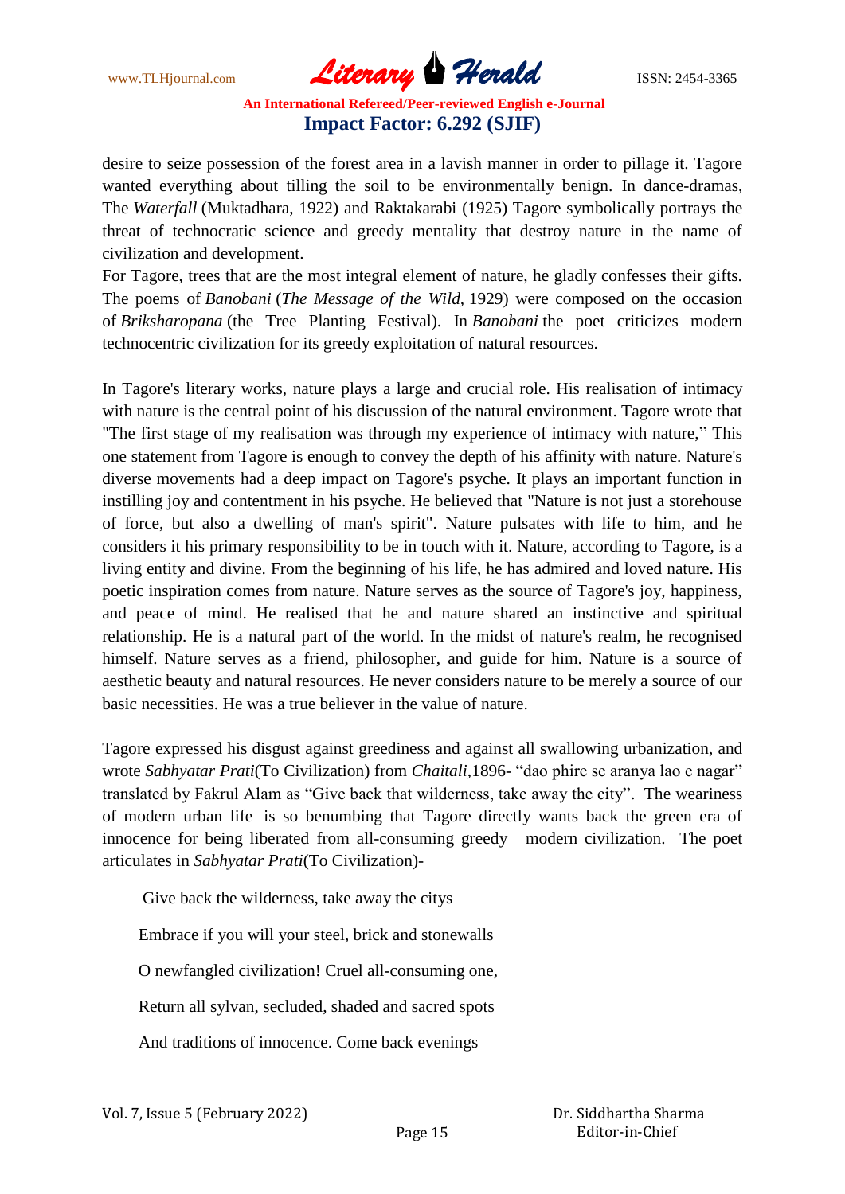desire to seize possession of the forest area in a lavish manner in order to pillage it. Tagore wanted everything about tilling the soil to be environmentally benign. In dance-dramas, The *Waterfall* (Muktadhara, 1922) and Raktakarabi (1925) Tagore symbolically portrays the threat of technocratic science and greedy mentality that destroy nature in the name of civilization and development.

For Tagore, trees that are the most integral element of nature, he gladly confesses their gifts. The poems of *Banobani* (*The Message of the Wild*, 1929) were composed on the occasion of *Briksharopana* (the Tree Planting Festival). In *Banobani* the poet criticizes modern technocentric civilization for its greedy exploitation of natural resources.

In Tagore's literary works, nature plays a large and crucial role. His realisation of intimacy with nature is the central point of his discussion of the natural environment. Tagore wrote that "The first stage of my realisation was through my experience of intimacy with nature," This one statement from Tagore is enough to convey the depth of his affinity with nature. Nature's diverse movements had a deep impact on Tagore's psyche. It plays an important function in instilling joy and contentment in his psyche. He believed that "Nature is not just a storehouse of force, but also a dwelling of man's spirit". Nature pulsates with life to him, and he considers it his primary responsibility to be in touch with it. Nature, according to Tagore, is a living entity and divine. From the beginning of his life, he has admired and loved nature. His poetic inspiration comes from nature. Nature serves as the source of Tagore's joy, happiness, and peace of mind. He realised that he and nature shared an instinctive and spiritual relationship. He is a natural part of the world. In the midst of nature's realm, he recognised himself. Nature serves as a friend, philosopher, and guide for him. Nature is a source of aesthetic beauty and natural resources. He never considers nature to be merely a source of our basic necessities. He was a true believer in the value of nature.

Tagore expressed his disgust against greediness and against all swallowing urbanization, and wrote *Sabhyatar Prati*(To Civilization) from *Chaitali*,1896- "dao phire se aranya lao e nagar" translated by Fakrul Alam as "Give back that wilderness, take away the city". The weariness of modern urban life is so benumbing that Tagore directly wants back the green era of innocence for being liberated from all-consuming greedy modern civilization. The poet articulates in *Sabhyatar Prati*(To Civilization)-

> Give back the wilderness, take away the citys
>
> Embrace if you will your steel, brick and stonewalls
>
> O newfangled civilization! Cruel all-consuming one,
>
> Return all sylvan, secluded, shaded and sacred spots
>
> And traditions of innocence. Come back evenings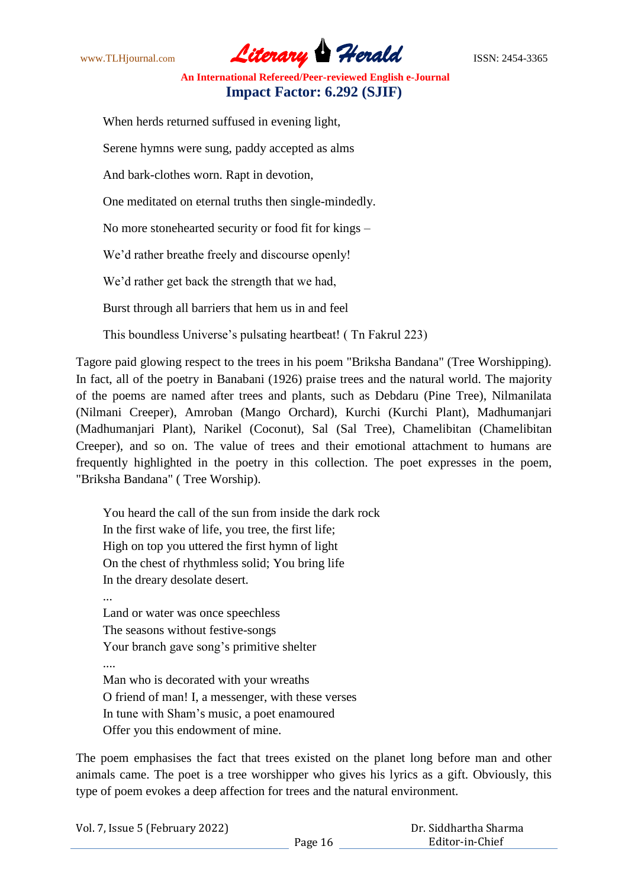When herds returned suffused in evening light,

Serene hymns were sung, paddy accepted as alms

And bark-clothes worn. Rapt in devotion,

One meditated on eternal truths then single-mindedly.

No more stonehearted security or food fit for kings –

We'd rather breathe freely and discourse openly!

We'd rather get back the strength that we had,

Burst through all barriers that hem us in and feel

This boundless Universe's pulsating heartbeat! ( Tn Fakrul 223)

Tagore paid glowing respect to the trees in his poem "Briksha Bandana" (Tree Worshipping). In fact, all of the poetry in Banabani (1926) praise trees and the natural world. The majority of the poems are named after trees and plants, such as Debdaru (Pine Tree), Nilmanilata (Nilmani Creeper), Amroban (Mango Orchard), Kurchi (Kurchi Plant), Madhumanjari (Madhumanjari Plant), Narikel (Coconut), Sal (Sal Tree), Chamelibitan (Chamelibitan Creeper), and so on. The value of trees and their emotional attachment to humans are frequently highlighted in the poetry in this collection. The poet expresses in the poem, "Briksha Bandana" ( Tree Worship).

You heard the call of the sun from inside the dark rock  
In the first wake of life, you tree, the first life;  
High on top you uttered the first hymn of light  
On the chest of rhythmless solid; You bring life  
In the dreary desolate desert.  
...  
Land or water was once speechless  
The seasons without festive-songs  
Your branch gave song's primitive shelter  
....  
Man who is decorated with your wreaths  
O friend of man! I, a messenger, with these verses  
In tune with Sham's music, a poet enamoured  
Offer you this endowment of mine.

The poem emphasises the fact that trees existed on the planet long before man and other animals came. The poet is a tree worshipper who gives his lyrics as a gift. Obviously, this type of poem evokes a deep affection for trees and the natural environment.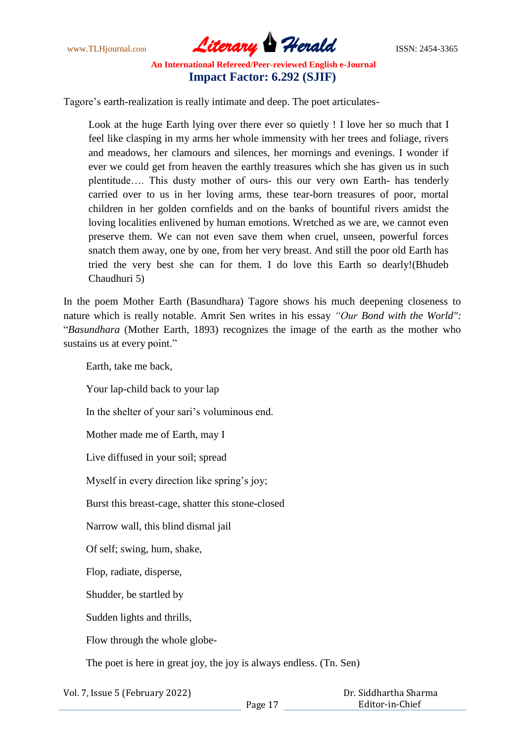Tagore's earth-realization is really intimate and deep. The poet articulates-

> Look at the huge Earth lying over there ever so quietly ! I love her so much that I feel like clasping in my arms her whole immensity with her trees and foliage, rivers and meadows, her clamours and silences, her mornings and evenings. I wonder if ever we could get from heaven the earthly treasures which she has given us in such plentitude…. This dusty mother of ours- this our very own Earth- has tenderly carried over to us in her loving arms, these tear-born treasures of poor, mortal children in her golden cornfields and on the banks of bountiful rivers amidst the loving localities enlivened by human emotions. Wretched as we are, we cannot even preserve them. We can not even save them when cruel, unseen, powerful forces snatch them away, one by one, from her very breast. And still the poor old Earth has tried the very best she can for them. I do love this Earth so dearly!(Bhudeb Chaudhuri 5)

In the poem Mother Earth (Basundhara) Tagore shows his much deepening closeness to nature which is really notable. Amrit Sen writes in his essay *"Our Bond with the World":* "*Basundhara* (Mother Earth, 1893) recognizes the image of the earth as the mother who sustains us at every point."

> Earth, take me back,
>
> Your lap-child back to your lap
>
> In the shelter of your sari's voluminous end.
>
> Mother made me of Earth, may I
>
> Live diffused in your soil; spread
>
> Myself in every direction like spring's joy;
>
> Burst this breast-cage, shatter this stone-closed
>
> Narrow wall, this blind dismal jail
>
> Of self; swing, hum, shake,
>
> Flop, radiate, disperse,
>
> Shudder, be startled by
>
> Sudden lights and thrills,
>
> Flow through the whole globe-
>
> The poet is here in great joy, the joy is always endless. (Tn. Sen)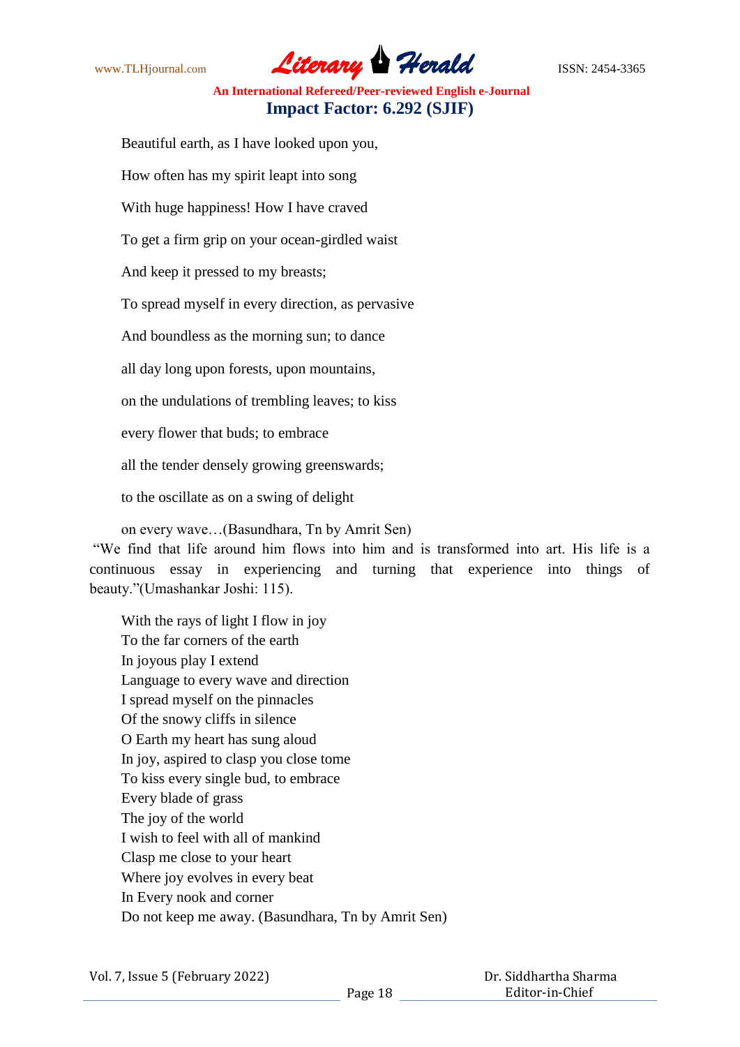Beautiful earth, as I have looked upon you,

How often has my spirit leapt into song

With huge happiness! How I have craved

To get a firm grip on your ocean-girdled waist

And keep it pressed to my breasts;

To spread myself in every direction, as pervasive

And boundless as the morning sun; to dance

all day long upon forests, upon mountains,

on the undulations of trembling leaves; to kiss

every flower that buds; to embrace

all the tender densely growing greenswards;

to the oscillate as on a swing of delight

on every wave…(Basundhara, Tn by Amrit Sen)

"We find that life around him flows into him and is transformed into art. His life is a continuous essay in experiencing and turning that experience into things of beauty."(Umashankar Joshi: 115).

With the rays of light I flow in joy
To the far corners of the earth
In joyous play I extend
Language to every wave and direction
I spread myself on the pinnacles
Of the snowy cliffs in silence
O Earth my heart has sung aloud
In joy, aspired to clasp you close tome
To kiss every single bud, to embrace
Every blade of grass
The joy of the world
I wish to feel with all of mankind
Clasp me close to your heart
Where joy evolves in every beat
In Every nook and corner
Do not keep me away. (Basundhara, Tn by Amrit Sen)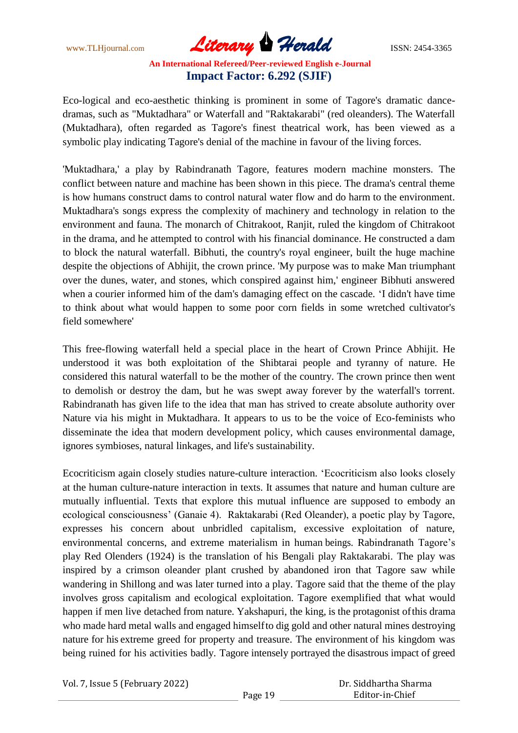Eco-logical and eco-aesthetic thinking is prominent in some of Tagore's dramatic dance-dramas, such as "Muktadhara" or Waterfall and "Raktakarabi" (red oleanders). The Waterfall (Muktadhara), often regarded as Tagore's finest theatrical work, has been viewed as a symbolic play indicating Tagore's denial of the machine in favour of the living forces.

'Muktadhara,' a play by Rabindranath Tagore, features modern machine monsters. The conflict between nature and machine has been shown in this piece. The drama's central theme is how humans construct dams to control natural water flow and do harm to the environment. Muktadhara's songs express the complexity of machinery and technology in relation to the environment and fauna. The monarch of Chitrakoot, Ranjit, ruled the kingdom of Chitrakoot in the drama, and he attempted to control with his financial dominance. He constructed a dam to block the natural waterfall. Bibhuti, the country's royal engineer, built the huge machine despite the objections of Abhijit, the crown prince. 'My purpose was to make Man triumphant over the dunes, water, and stones, which conspired against him,' engineer Bibhuti answered when a courier informed him of the dam's damaging effect on the cascade. 'I didn't have time to think about what would happen to some poor corn fields in some wretched cultivator's field somewhere'

This free-flowing waterfall held a special place in the heart of Crown Prince Abhijit. He understood it was both exploitation of the Shibtarai people and tyranny of nature. He considered this natural waterfall to be the mother of the country. The crown prince then went to demolish or destroy the dam, but he was swept away forever by the waterfall's torrent. Rabindranath has given life to the idea that man has strived to create absolute authority over Nature via his might in Muktadhara. It appears to us to be the voice of Eco-feminists who disseminate the idea that modern development policy, which causes environmental damage, ignores symbioses, natural linkages, and life's sustainability.

Ecocriticism again closely studies nature-culture interaction. 'Ecocriticism also looks closely at the human culture-nature interaction in texts. It assumes that nature and human culture are mutually influential. Texts that explore this mutual influence are supposed to embody an ecological consciousness' (Ganaie 4). Raktakarabi (Red Oleander), a poetic play by Tagore, expresses his concern about unbridled capitalism, excessive exploitation of nature, environmental concerns, and extreme materialism in human beings. Rabindranath Tagore's play Red Olenders (1924) is the translation of his Bengali play Raktakarabi. The play was inspired by a crimson oleander plant crushed by abandoned iron that Tagore saw while wandering in Shillong and was later turned into a play. Tagore said that the theme of the play involves gross capitalism and ecological exploitation. Tagore exemplified that what would happen if men live detached from nature. Yakshapuri, the king, is the protagonist of this drama who made hard metal walls and engaged himself to dig gold and other natural mines destroying nature for his extreme greed for property and treasure. The environment of his kingdom was being ruined for his activities badly. Tagore intensely portrayed the disastrous impact of greed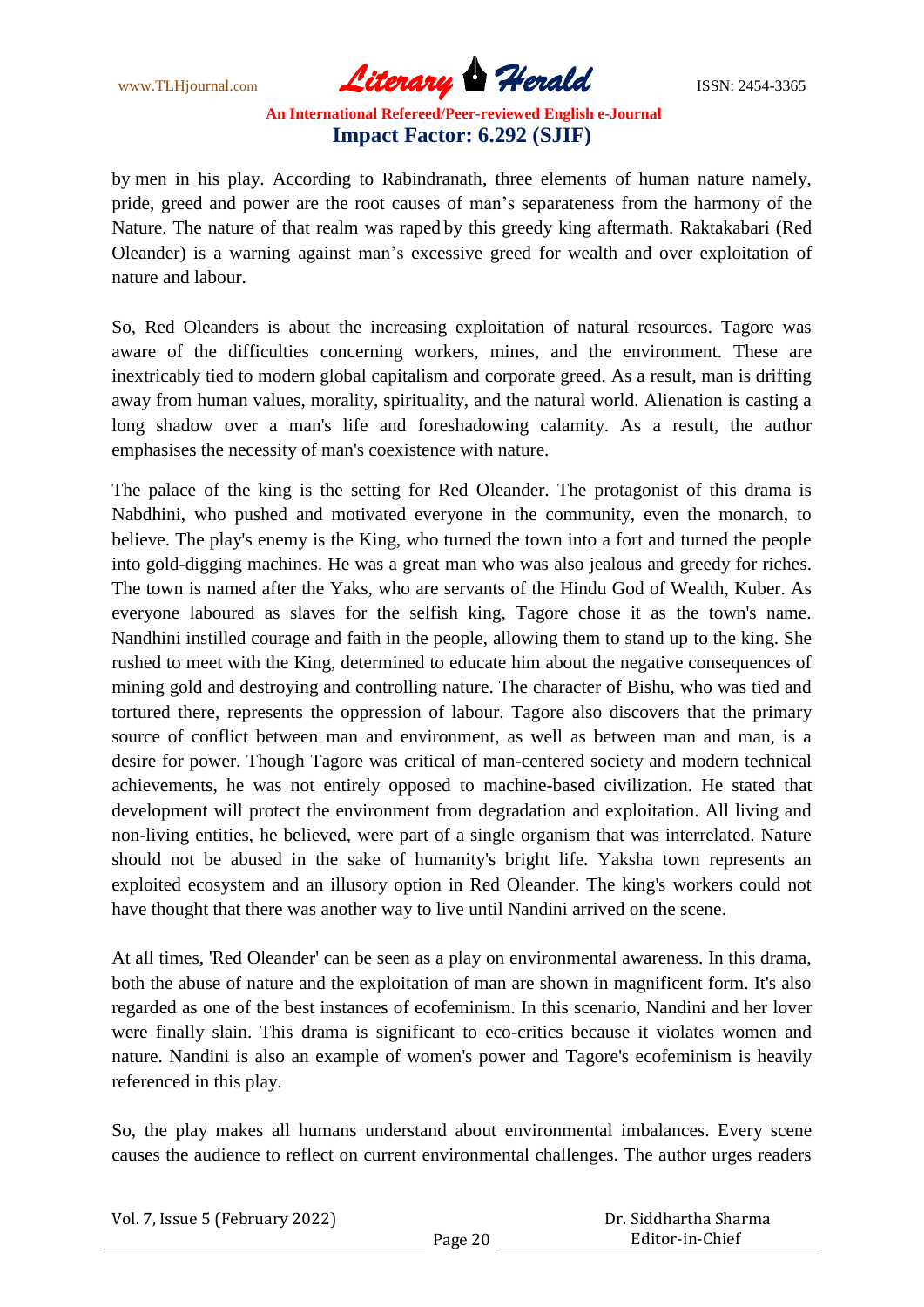by men in his play. According to Rabindranath, three elements of human nature namely, pride, greed and power are the root causes of man's separateness from the harmony of the Nature. The nature of that realm was raped by this greedy king aftermath. Raktakabari (Red Oleander) is a warning against man's excessive greed for wealth and over exploitation of nature and labour.

So, Red Oleanders is about the increasing exploitation of natural resources. Tagore was aware of the difficulties concerning workers, mines, and the environment. These are inextricably tied to modern global capitalism and corporate greed. As a result, man is drifting away from human values, morality, spirituality, and the natural world. Alienation is casting a long shadow over a man's life and foreshadowing calamity. As a result, the author emphasises the necessity of man's coexistence with nature.

The palace of the king is the setting for Red Oleander. The protagonist of this drama is Nabdhini, who pushed and motivated everyone in the community, even the monarch, to believe. The play's enemy is the King, who turned the town into a fort and turned the people into gold-digging machines. He was a great man who was also jealous and greedy for riches. The town is named after the Yaks, who are servants of the Hindu God of Wealth, Kuber. As everyone laboured as slaves for the selfish king, Tagore chose it as the town's name. Nandhini instilled courage and faith in the people, allowing them to stand up to the king. She rushed to meet with the King, determined to educate him about the negative consequences of mining gold and destroying and controlling nature. The character of Bishu, who was tied and tortured there, represents the oppression of labour. Tagore also discovers that the primary source of conflict between man and environment, as well as between man and man, is a desire for power. Though Tagore was critical of man-centered society and modern technical achievements, he was not entirely opposed to machine-based civilization. He stated that development will protect the environment from degradation and exploitation. All living and non-living entities, he believed, were part of a single organism that was interrelated. Nature should not be abused in the sake of humanity's bright life. Yaksha town represents an exploited ecosystem and an illusory option in Red Oleander. The king's workers could not have thought that there was another way to live until Nandini arrived on the scene.

At all times, 'Red Oleander' can be seen as a play on environmental awareness. In this drama, both the abuse of nature and the exploitation of man are shown in magnificent form. It's also regarded as one of the best instances of ecofeminism. In this scenario, Nandini and her lover were finally slain. This drama is significant to eco-critics because it violates women and nature. Nandini is also an example of women's power and Tagore's ecofeminism is heavily referenced in this play.

So, the play makes all humans understand about environmental imbalances. Every scene causes the audience to reflect on current environmental challenges. The author urges readers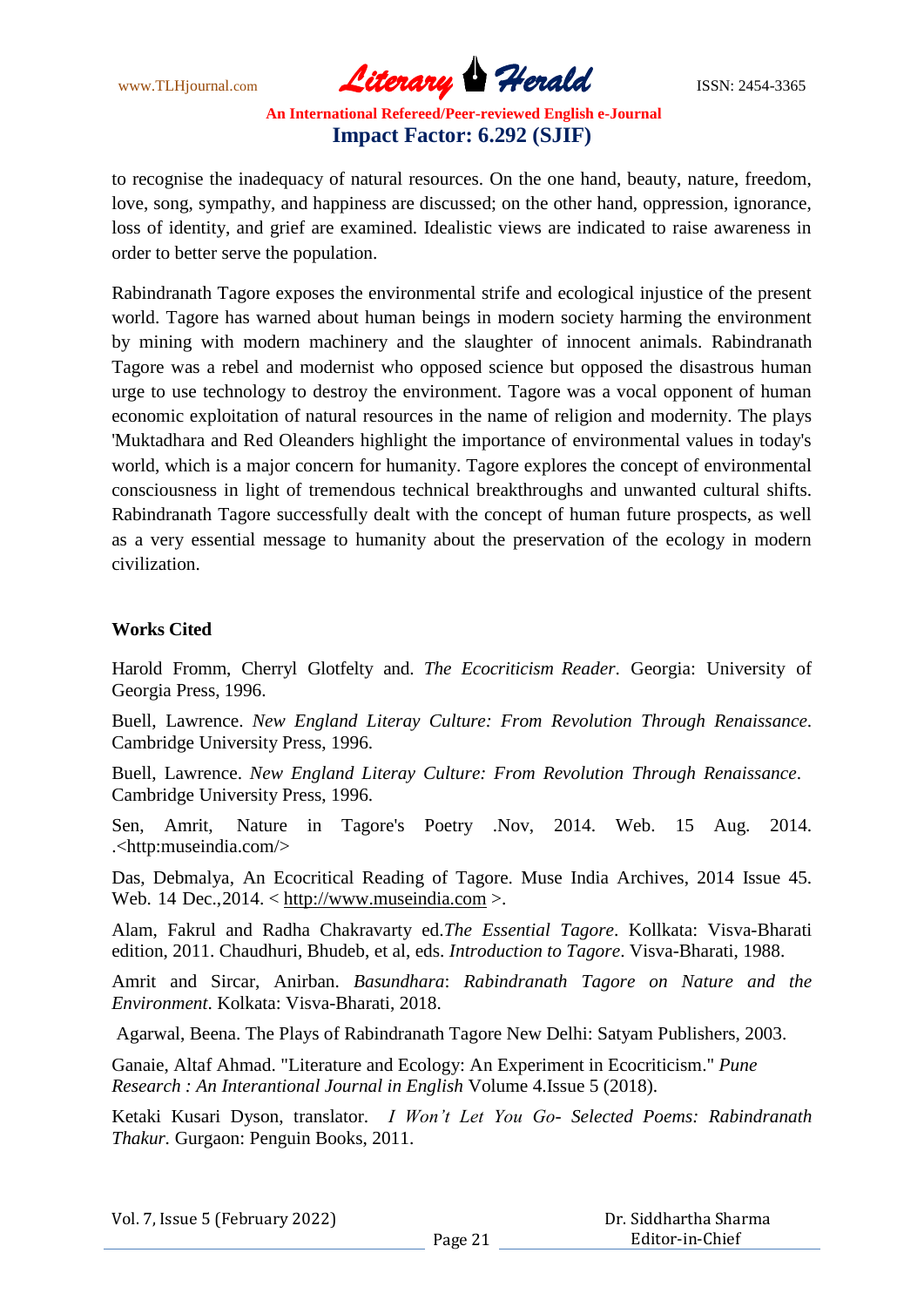to recognise the inadequacy of natural resources. On the one hand, beauty, nature, freedom, love, song, sympathy, and happiness are discussed; on the other hand, oppression, ignorance, loss of identity, and grief are examined. Idealistic views are indicated to raise awareness in order to better serve the population.

Rabindranath Tagore exposes the environmental strife and ecological injustice of the present world. Tagore has warned about human beings in modern society harming the environment by mining with modern machinery and the slaughter of innocent animals. Rabindranath Tagore was a rebel and modernist who opposed science but opposed the disastrous human urge to use technology to destroy the environment. Tagore was a vocal opponent of human economic exploitation of natural resources in the name of religion and modernity. The plays 'Muktadhara and Red Oleanders highlight the importance of environmental values in today's world, which is a major concern for humanity. Tagore explores the concept of environmental consciousness in light of tremendous technical breakthroughs and unwanted cultural shifts. Rabindranath Tagore successfully dealt with the concept of human future prospects, as well as a very essential message to humanity about the preservation of the ecology in modern civilization.

**Works Cited**

Harold Fromm, Cherryl Glotfelty and. *The Ecocriticism Reader*. Georgia: University of Georgia Press, 1996.

Buell, Lawrence. *New England Literay Culture: From Revolution Through Renaissance*. Cambridge University Press, 1996.

Buell, Lawrence. *New England Literay Culture: From Revolution Through Renaissance*. Cambridge University Press, 1996.

Sen, Amrit, Nature in Tagore's Poetry .Nov, 2014. Web. 15 Aug. 2014. .<http:museindia.com/>

Das, Debmalya, An Ecocritical Reading of Tagore. Muse India Archives, 2014 Issue 45. Web. 14 Dec.,2014. < http://www.museindia.com >.

Alam, Fakrul and Radha Chakravarty ed.*The Essential Tagore*. Kollkata: Visva-Bharati edition, 2011. Chaudhuri, Bhudeb, et al, eds. *Introduction to Tagore*. Visva-Bharati, 1988.

Amrit and Sircar, Anirban. *Basundhara*: *Rabindranath Tagore on Nature and the Environment*. Kolkata: Visva-Bharati, 2018.

Agarwal, Beena. The Plays of Rabindranath Tagore New Delhi: Satyam Publishers, 2003.

Ganaie, Altaf Ahmad. "Literature and Ecology: An Experiment in Ecocriticism." *Pune Research : An Interantional Journal in English* Volume 4.Issue 5 (2018).

Ketaki Kusari Dyson, translator. *I Won't Let You Go- Selected Poems: Rabindranath Thakur.* Gurgaon: Penguin Books, 2011.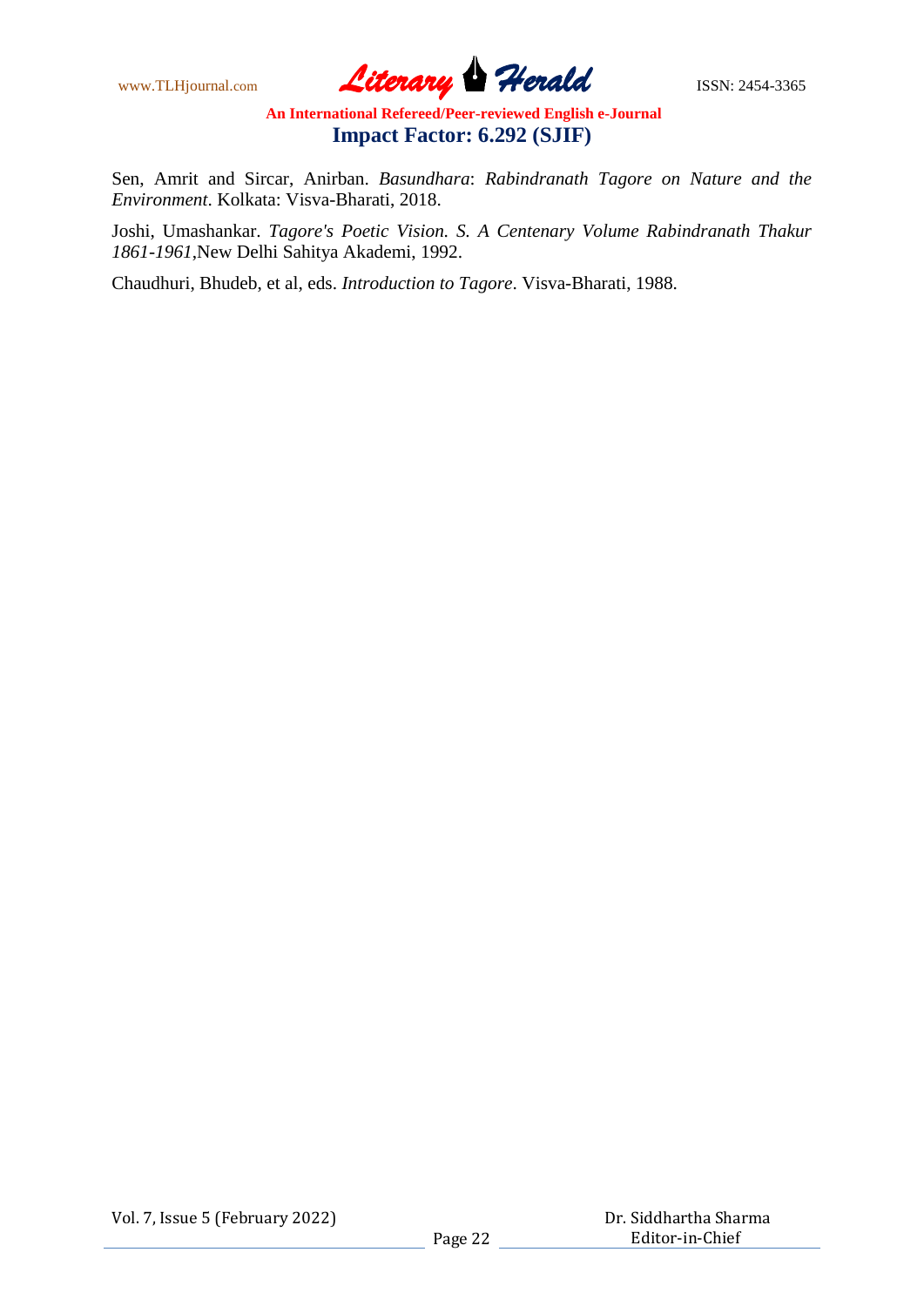Sen, Amrit and Sircar, Anirban. *Basundhara*: *Rabindranath Tagore on Nature and the Environment*. Kolkata: Visva-Bharati, 2018.

Joshi, Umashankar. *Tagore's Poetic Vision. S. A Centenary Volume Rabindranath Thakur 1861-1961*,New Delhi Sahitya Akademi, 1992.

Chaudhuri, Bhudeb, et al, eds. *Introduction to Tagore*. Visva-Bharati, 1988.